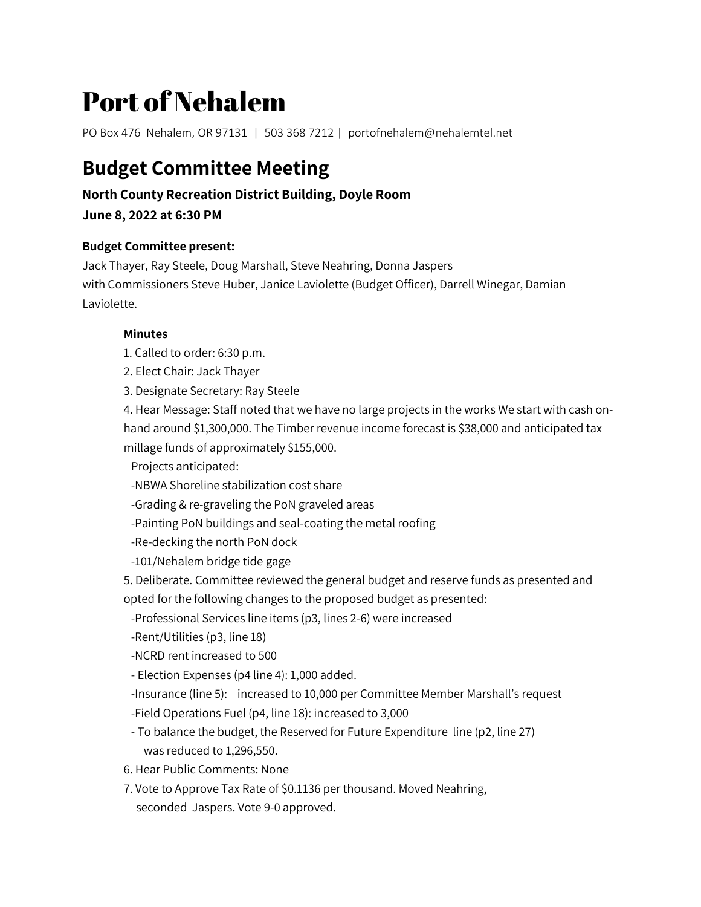# Port of Nehalem

PO Box 476  Nehalem, OR 97131  |  503 368 7212 |  portofnehalem@nehalemtel.net

## Budget Committee Meeting

**North County Recreation District Building, Doyle Room**
**June 8, 2022 at 6:30 PM**

**Budget Committee present:**
Jack Thayer, Ray Steele, Doug Marshall, Steve Neahring, Donna Jaspers
with Commissioners Steve Huber, Janice Laviolette (Budget Officer), Darrell Winegar, Damian Laviolette.

**Minutes**

1. Called to order: 6:30 p.m.
2. Elect Chair: Jack Thayer
3. Designate Secretary: Ray Steele
4. Hear Message: Staff noted that we have no large projects in the works We start with cash on-hand around $1,300,000. The Timber revenue income forecast is $38,000 and anticipated tax millage funds of approximately $155,000.
   Projects anticipated:
   -NBWA Shoreline stabilization cost share
   -Grading & re-graveling the PoN graveled areas
   -Painting PoN buildings and seal-coating the metal roofing
   -Re-decking the north PoN dock
   -101/Nehalem bridge tide gage
5. Deliberate. Committee reviewed the general budget and reserve funds as presented and opted for the following changes to the proposed budget as presented:
   -Professional Services line items (p3, lines 2-6) were increased
   -Rent/Utilities (p3, line 18)
   -NCRD rent increased to 500
   - Election Expenses (p4 line 4): 1,000 added.
   -Insurance (line 5):  increased to 10,000 per Committee Member Marshall's request
   -Field Operations Fuel (p4, line 18): increased to 3,000
   - To balance the budget, the Reserved for Future Expenditure line (p2, line 27) was reduced to 1,296,550.
6. Hear Public Comments: None
7. Vote to Approve Tax Rate of $0.1136 per thousand. Moved Neahring, seconded Jaspers. Vote 9-0 approved.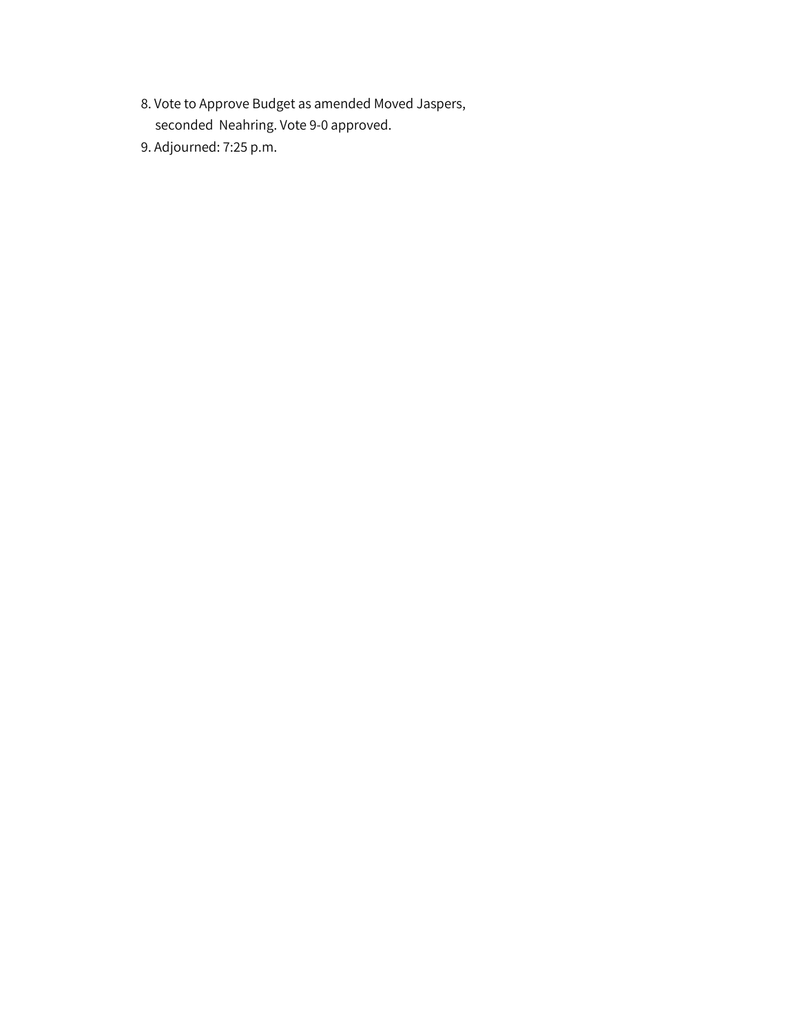8. Vote to Approve Budget as amended Moved Jaspers, seconded Neahring. Vote 9-0 approved.
9. Adjourned: 7:25 p.m.